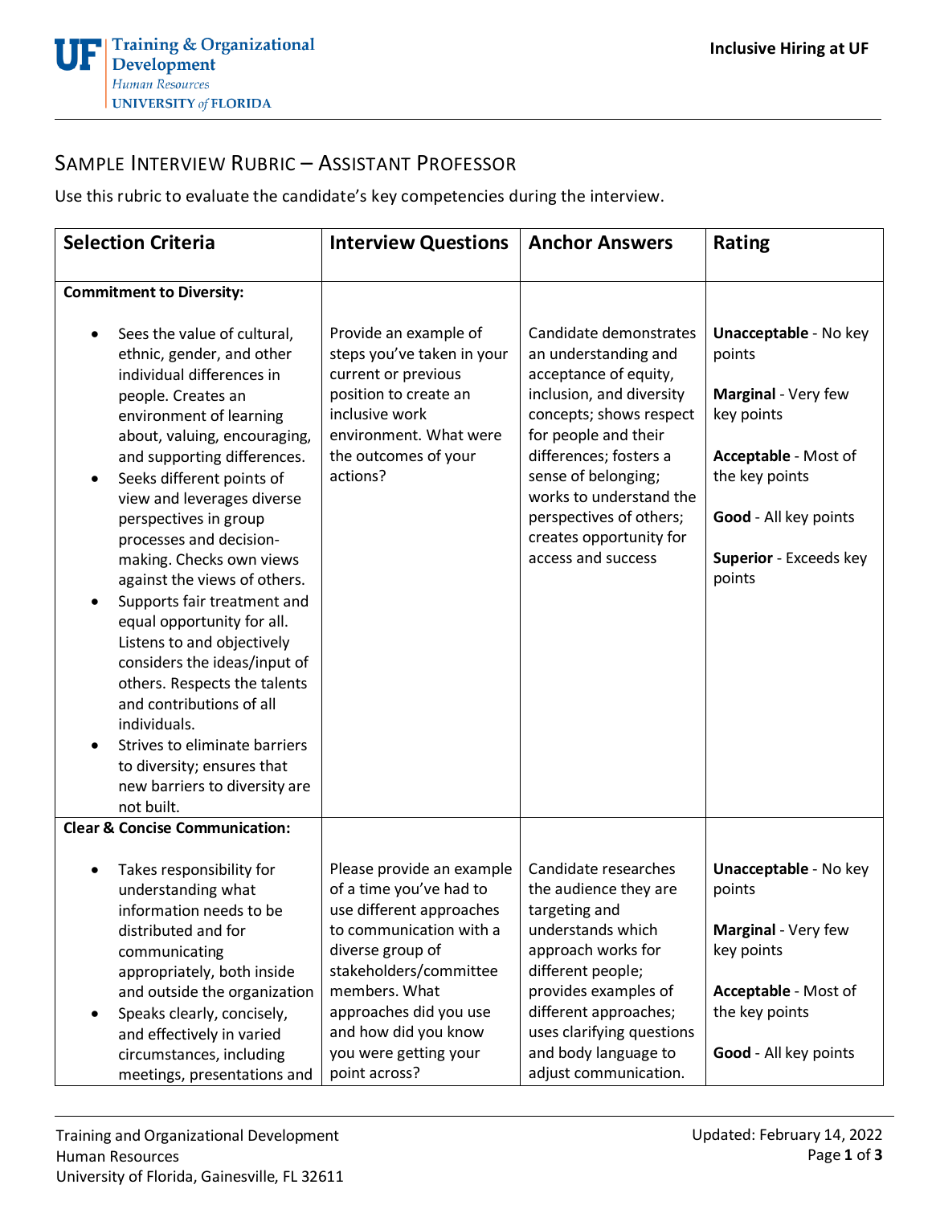## Sample Interview Rubric – Assistant Professor

Use this rubric to evaluate the candidate's key competencies during the interview.

| Selection Criteria | Interview Questions | Anchor Answers | Rating |
|---|---|---|---|
| **Commitment to Diversity:**<br><br>• Sees the value of cultural, ethnic, gender, and other individual differences in people. Creates an environment of learning about, valuing, encouraging, and supporting differences.<br>• Seeks different points of view and leverages diverse perspectives in group processes and decision-making. Checks own views against the views of others.<br>• Supports fair treatment and equal opportunity for all. Listens to and objectively considers the ideas/input of others. Respects the talents and contributions of all individuals.<br>• Strives to eliminate barriers to diversity; ensures that new barriers to diversity are not built. | Provide an example of steps you've taken in your current or previous position to create an inclusive work environment. What were the outcomes of your actions? | Candidate demonstrates an understanding and acceptance of equity, inclusion, and diversity concepts; shows respect for people and their differences; fosters a sense of belonging; works to understand the perspectives of others; creates opportunity for access and success | **Unacceptable** - No key points<br><br>**Marginal** - Very few key points<br><br>**Acceptable** - Most of the key points<br><br>**Good** - All key points<br><br>**Superior** - Exceeds key points |
| **Clear & Concise Communication:**<br><br>• Takes responsibility for understanding what information needs to be distributed and for communicating appropriately, both inside and outside the organization<br>• Speaks clearly, concisely, and effectively in varied circumstances, including meetings, presentations and | Please provide an example of a time you've had to use different approaches to communication with a diverse group of stakeholders/committee members. What approaches did you use and how did you know you were getting your point across? | Candidate researches the audience they are targeting and understands which approach works for different people; provides examples of different approaches; uses clarifying questions and body language to adjust communication. | **Unacceptable** - No key points<br><br>**Marginal** - Very few key points<br><br>**Acceptable** - Most of the key points<br><br>**Good** - All key points |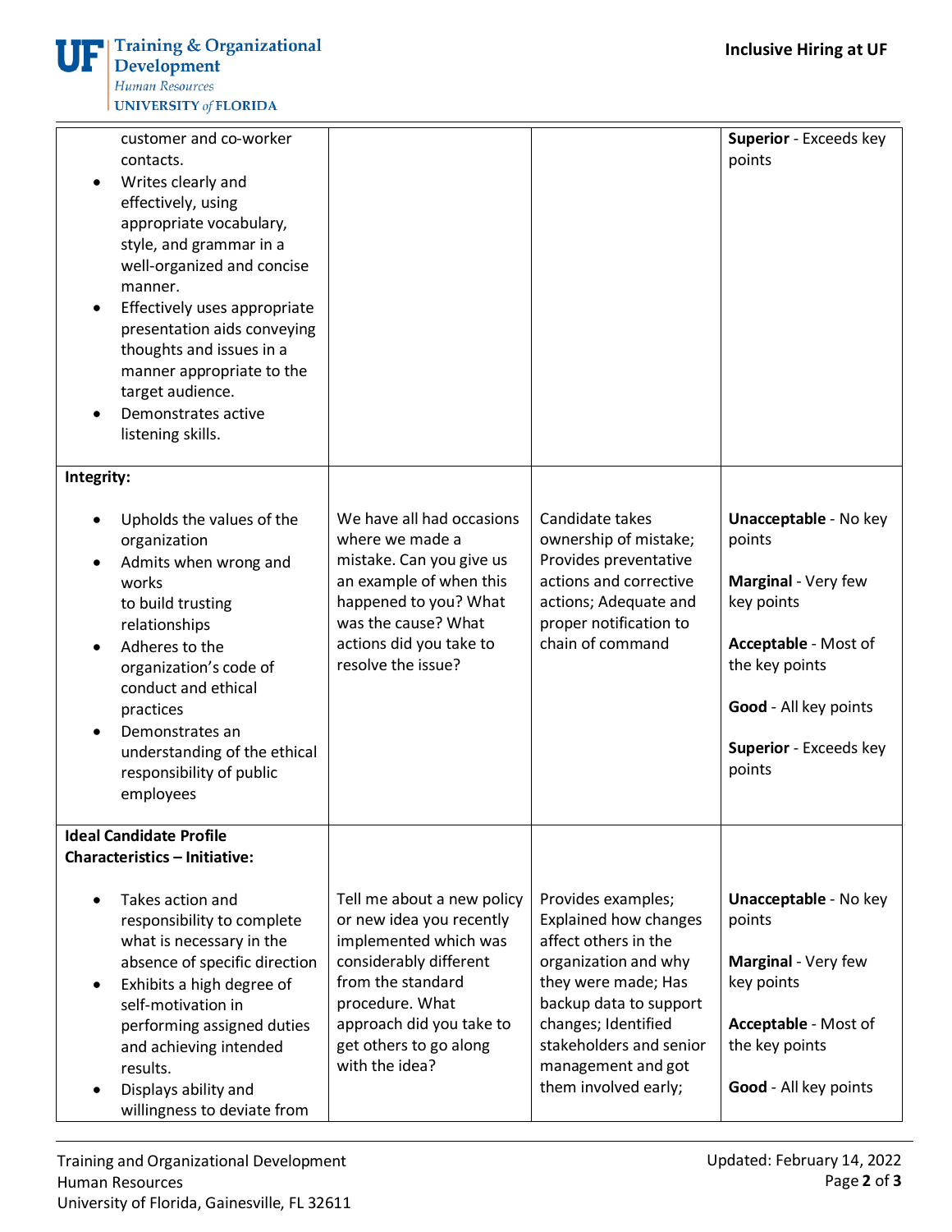| | | | |
|---|---|---|---|
| customer and co-worker contacts.<br>• Writes clearly and effectively, using appropriate vocabulary, style, and grammar in a well-organized and concise manner.<br>• Effectively uses appropriate presentation aids conveying thoughts and issues in a manner appropriate to the target audience.<br>• Demonstrates active listening skills. | | | **Superior** - Exceeds key points |
| **Integrity:**<br><br>• Upholds the values of the organization<br>• Admits when wrong and works to build trusting relationships<br>• Adheres to the organization's code of conduct and ethical practices<br>• Demonstrates an understanding of the ethical responsibility of public employees | We have all had occasions where we made a mistake. Can you give us an example of when this happened to you? What was the cause? What actions did you take to resolve the issue? | Candidate takes ownership of mistake; Provides preventative actions and corrective actions; Adequate and proper notification to chain of command | **Unacceptable** - No key points<br><br>**Marginal** - Very few key points<br><br>**Acceptable** - Most of the key points<br><br>**Good** - All key points<br><br>**Superior** - Exceeds key points |
| **Ideal Candidate Profile Characteristics – Initiative:**<br><br>• Takes action and responsibility to complete what is necessary in the absence of specific direction<br>• Exhibits a high degree of self-motivation in performing assigned duties and achieving intended results.<br>• Displays ability and willingness to deviate from | Tell me about a new policy or new idea you recently implemented which was considerably different from the standard procedure. What approach did you take to get others to go along with the idea? | Provides examples; Explained how changes affect others in the organization and why they were made; Has backup data to support changes; Identified stakeholders and senior management and got them involved early; | **Unacceptable** - No key points<br><br>**Marginal** - Very few key points<br><br>**Acceptable** - Most of the key points<br><br>**Good** - All key points |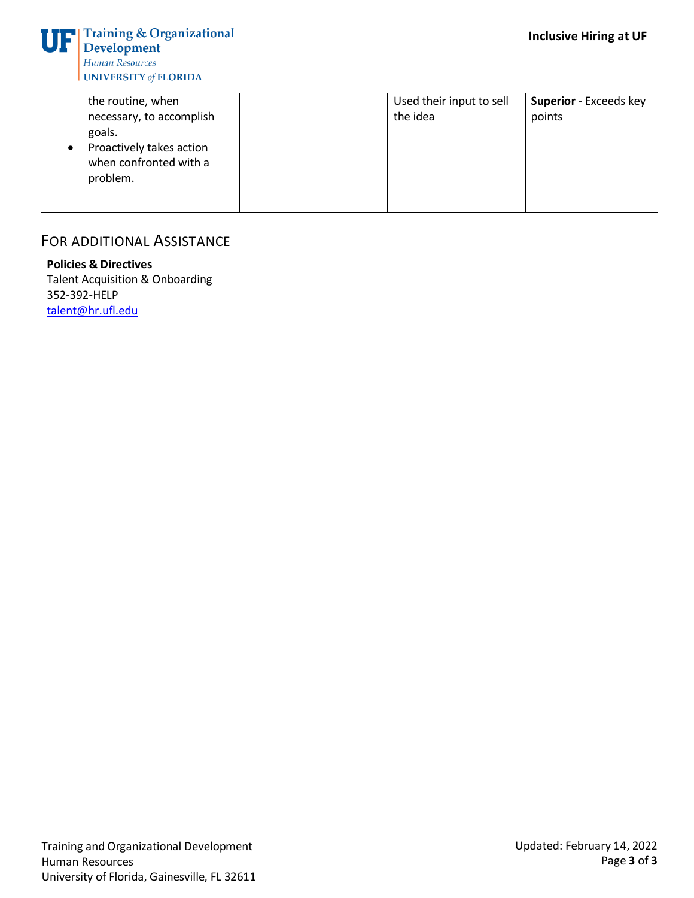| | | | |
|---|---|---|---|
| the routine, when necessary, to accomplish goals.<br>• Proactively takes action when confronted with a problem. | | Used their input to sell the idea | **Superior** - Exceeds key points |

## For Additional Assistance

**Policies & Directives**
Talent Acquisition & Onboarding
352-392-HELP
talent@hr.ufl.edu